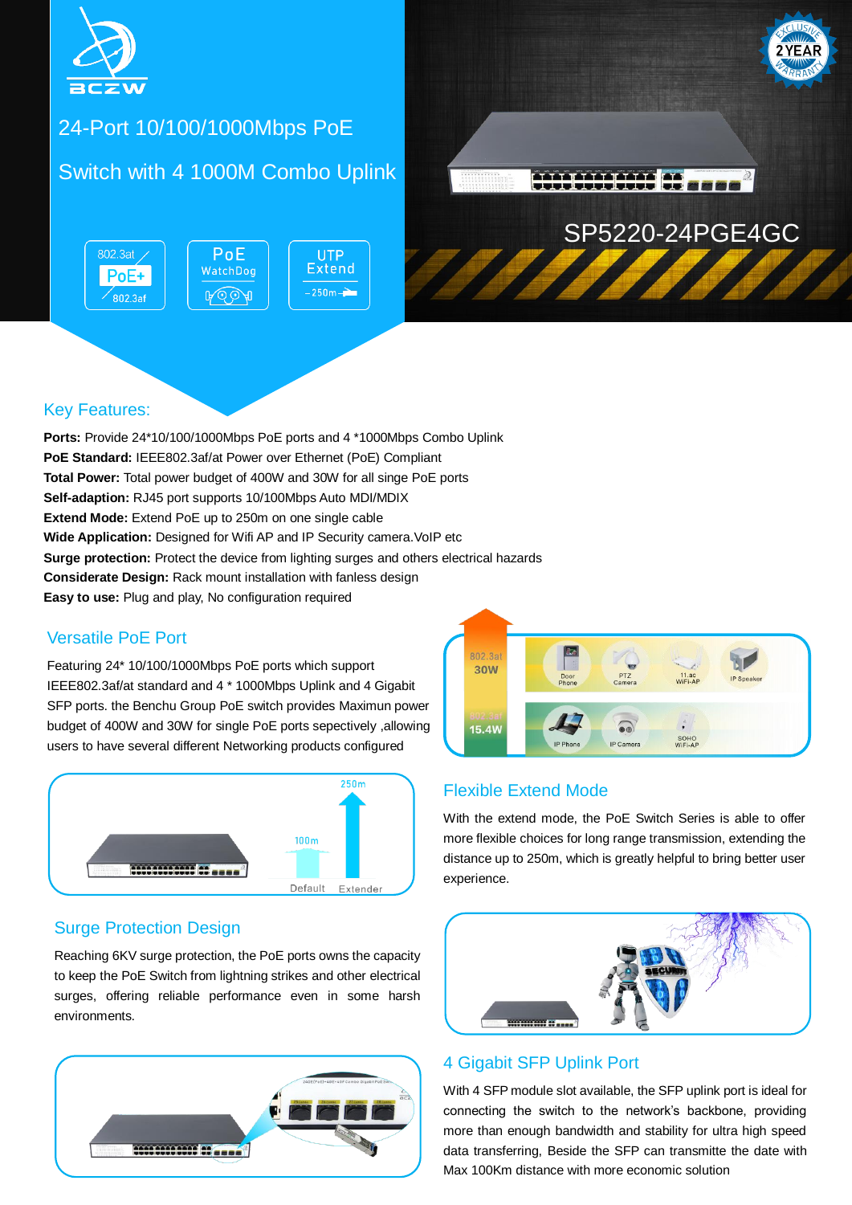# 24-Port 10/100/1000Mbps PoE Switch with 4 1000M Combo Uplink

SP5220-24PGE4GC

## Key Features:

**Ports:** Provide 24*10/100/1000Mbps PoE ports and 4 *1000Mbps Combo Uplink
**PoE Standard:** IEEE802.3af/at Power over Ethernet (PoE) Compliant
**Total Power:** Total power budget of 400W and 30W for all singe PoE ports
**Self-adaption:** RJ45 port supports 10/100Mbps Auto MDI/MDIX
**Extend Mode:** Extend PoE up to 250m on one single cable
**Wide Application:** Designed for Wifi AP and IP Security camera.VoIP etc
**Surge protection:** Protect the device from lighting surges and others electrical hazards
**Considerate Design:** Rack mount installation with fanless design
**Easy to use:** Plug and play, No configuration required

## Versatile PoE Port

Featuring 24* 10/100/1000Mbps PoE ports which support IEEE802.3af/at standard and 4 * 1000Mbps Uplink and 4 Gigabit SFP ports. the Benchu Group PoE switch provides Maximun power budget of 400W and 30W for single PoE ports sepectively ,allowing users to have several different Networking products configured

## Flexible Extend Mode

With the extend mode, the PoE Switch Series is able to offer more flexible choices for long range transmission, extending the distance up to 250m, which is greatly helpful to bring better user experience.

## Surge Protection Design

Reaching 6KV surge protection, the PoE ports owns the capacity to keep the PoE Switch from lightning strikes and other electrical surges, offering reliable performance even in some harsh environments.

## 4 Gigabit SFP Uplink Port

With 4 SFP module slot available, the SFP uplink port is ideal for connecting the switch to the network's backbone, providing more than enough bandwidth and stability for ultra high speed data transferring, Beside the SFP can transmitte the date with Max 100Km distance with more economic solution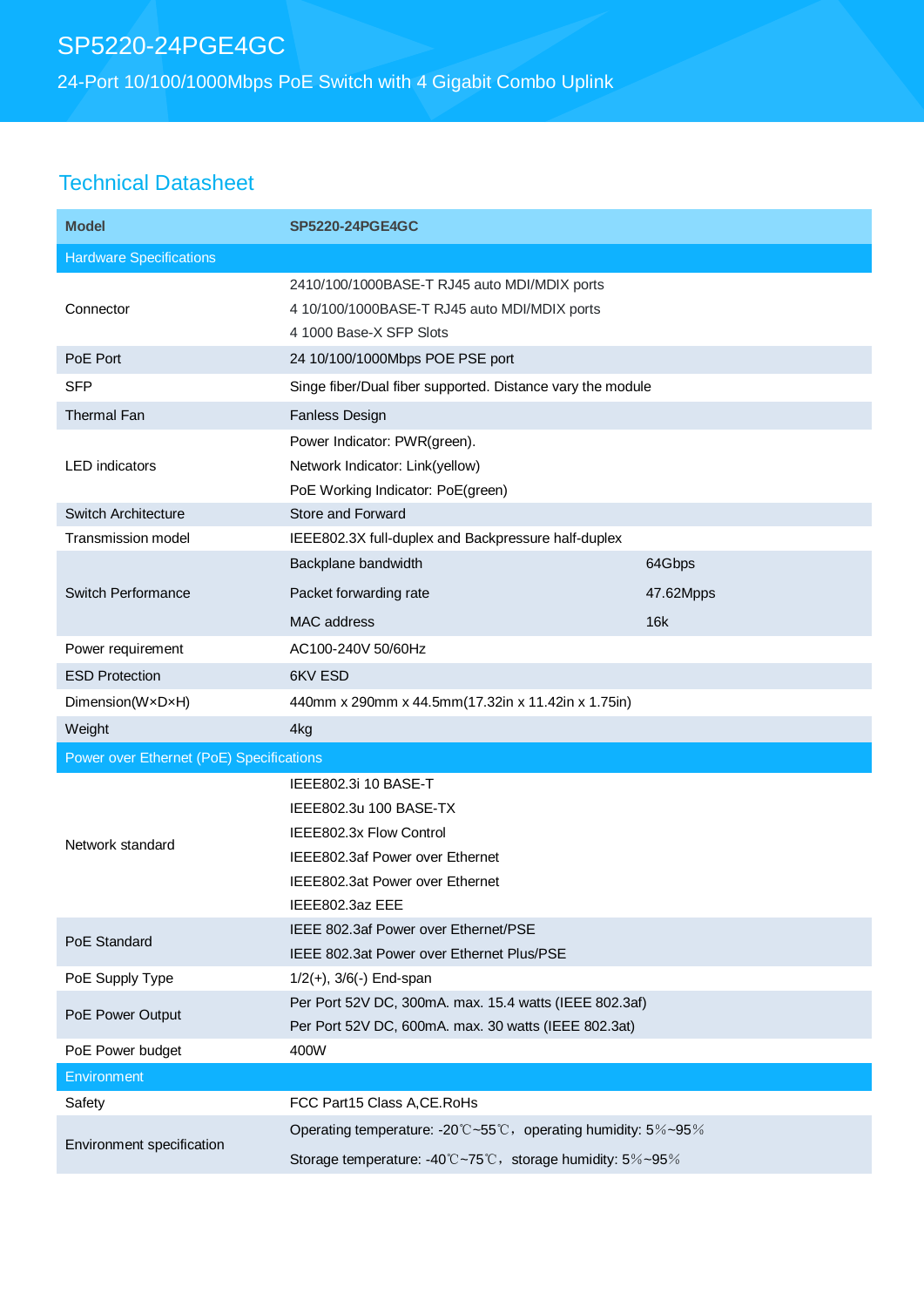# SP5220-24PGE4GC

## 24-Port 10/100/1000Mbps PoE Switch with 4 Gigabit Combo Uplink

## Technical Datasheet

| Model | SP5220-24PGE4GC | |
|---|---|---|
| **Hardware Specifications** | | |
| Connector | 2410/100/1000BASE-T RJ45 auto MDI/MDIX ports<br>4 10/100/1000BASE-T RJ45 auto MDI/MDIX ports<br>4 1000 Base-X SFP Slots | |
| PoE Port | 24 10/100/1000Mbps POE PSE port | |
| SFP | Singe fiber/Dual fiber supported. Distance vary the module | |
| Thermal Fan | Fanless Design | |
| LED indicators | Power Indicator: PWR(green).<br>Network Indicator: Link(yellow)<br>PoE Working Indicator: PoE(green) | |
| Switch Architecture | Store and Forward | |
| Transmission model | IEEE802.3X full-duplex and Backpressure half-duplex | |
| Switch Performance | Backplane bandwidth | 64Gbps |
| | Packet forwarding rate | 47.62Mpps |
| | MAC address | 16k |
| Power requirement | AC100-240V 50/60Hz | |
| ESD Protection | 6KV ESD | |
| Dimension(W×D×H) | 440mm x 290mm x 44.5mm(17.32in x 11.42in x 1.75in) | |
| Weight | 4kg | |
| **Power over Ethernet (PoE) Specifications** | | |
| Network standard | IEEE802.3i 10 BASE-T<br>IEEE802.3u 100 BASE-TX<br>IEEE802.3x Flow Control<br>IEEE802.3af Power over Ethernet<br>IEEE802.3at Power over Ethernet<br>IEEE802.3az EEE | |
| PoE Standard | IEEE 802.3af Power over Ethernet/PSE<br>IEEE 802.3at Power over Ethernet Plus/PSE | |
| PoE Supply Type | 1/2(+), 3/6(-) End-span | |
| PoE Power Output | Per Port 52V DC, 300mA. max. 15.4 watts (IEEE 802.3af)<br>Per Port 52V DC, 600mA. max. 30 watts (IEEE 802.3at) | |
| PoE Power budget | 400W | |
| **Environment** | | |
| Safety | FCC Part15 Class A,CE.RoHs | |
| Environment specification | Operating temperature: -20℃~55℃，operating humidity: 5%~95%<br>Storage temperature: -40℃~75℃，storage humidity: 5%~95% | |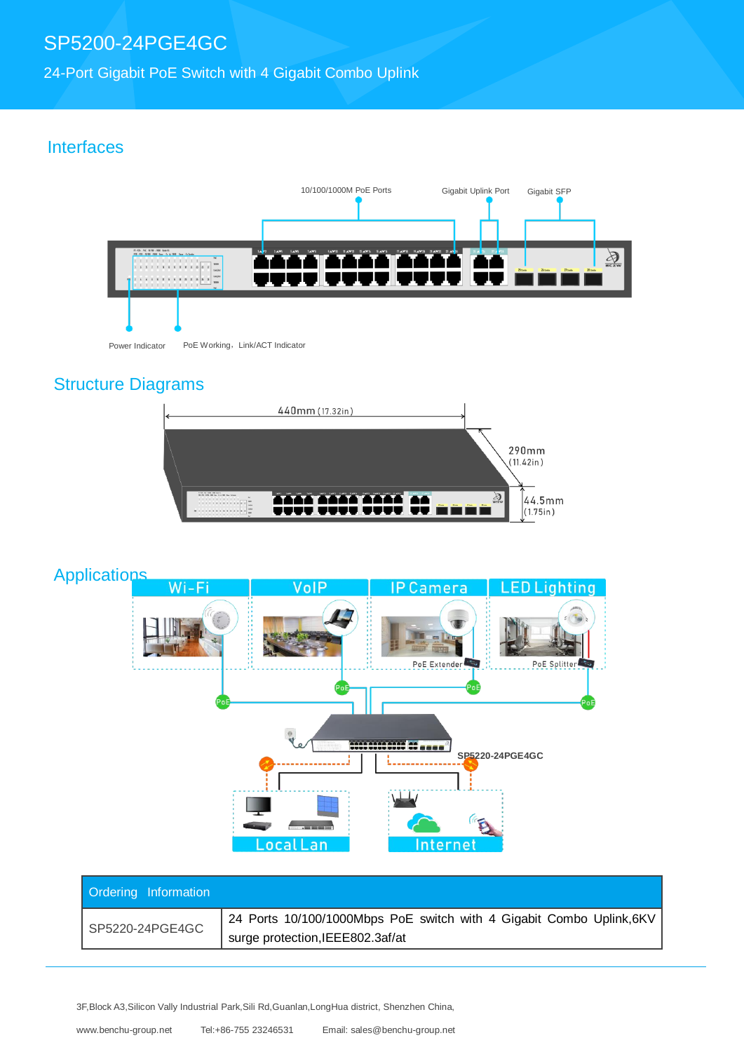# SP5200-24PGE4GC

24-Port Gigabit PoE Switch with 4 Gigabit Combo Uplink

## Interfaces

10/100/1000M PoE Ports

Gigabit Uplink Port

Gigabit SFP

Power Indicator

PoE Working，Link/ACT Indicator

## Structure Diagrams

440mm (17.32in)

290mm (11.42in)

44.5mm (1.75in)

## Applications

Wi-Fi

VoIP

IP Camera

LED Lighting

PoE Extender

PoE Splitter

PoE

SP5220-24PGE4GC

Local Lan

Internet

| Ordering Information | |
|---|---|
| SP5220-24PGE4GC | 24 Ports 10/100/1000Mbps PoE switch with 4 Gigabit Combo Uplink,6KV surge protection,IEEE802.3af/at |

3F,Block A3,Silicon Vally Industrial Park,Sili Rd,Guanlan,LongHua district, Shenzhen China,

www.benchu-group.net Tel:+86-755 23246531 Email: sales@benchu-group.net